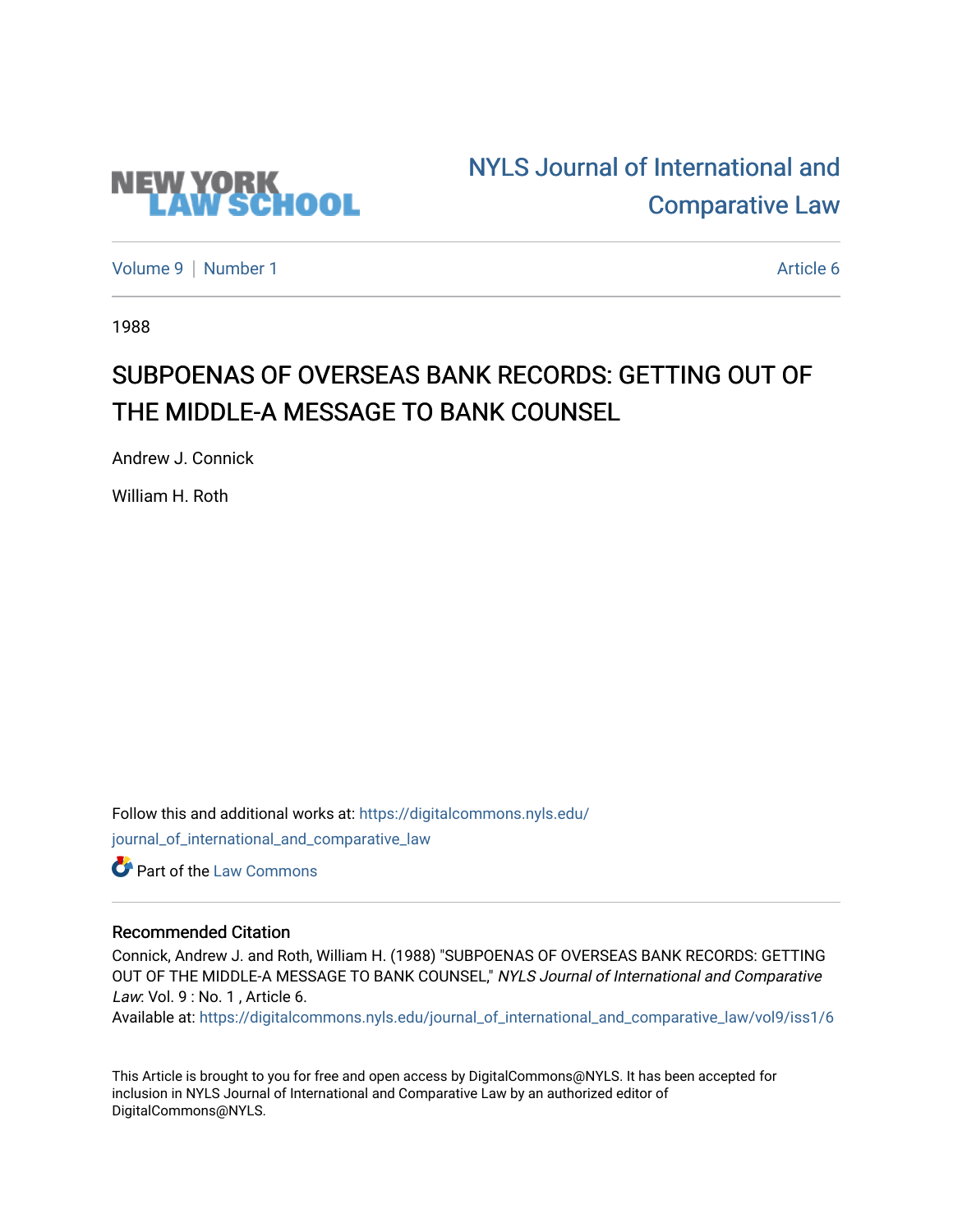NEW YORK LAW SCHOOL

# NYLS Journal of International and Comparative Law

Volume 9 | Number 1 | Article 6

1988

## SUBPOENAS OF OVERSEAS BANK RECORDS: GETTING OUT OF THE MIDDLE-A MESSAGE TO BANK COUNSEL

Andrew J. Connick

William H. Roth

Follow this and additional works at: https://digitalcommons.nyls.edu/journal_of_international_and_comparative_law

Part of the Law Commons

### Recommended Citation

Connick, Andrew J. and Roth, William H. (1988) "SUBPOENAS OF OVERSEAS BANK RECORDS: GETTING OUT OF THE MIDDLE-A MESSAGE TO BANK COUNSEL," *NYLS Journal of International and Comparative Law*: Vol. 9 : No. 1 , Article 6.
Available at: https://digitalcommons.nyls.edu/journal_of_international_and_comparative_law/vol9/iss1/6

This Article is brought to you for free and open access by DigitalCommons@NYLS. It has been accepted for inclusion in NYLS Journal of International and Comparative Law by an authorized editor of DigitalCommons@NYLS.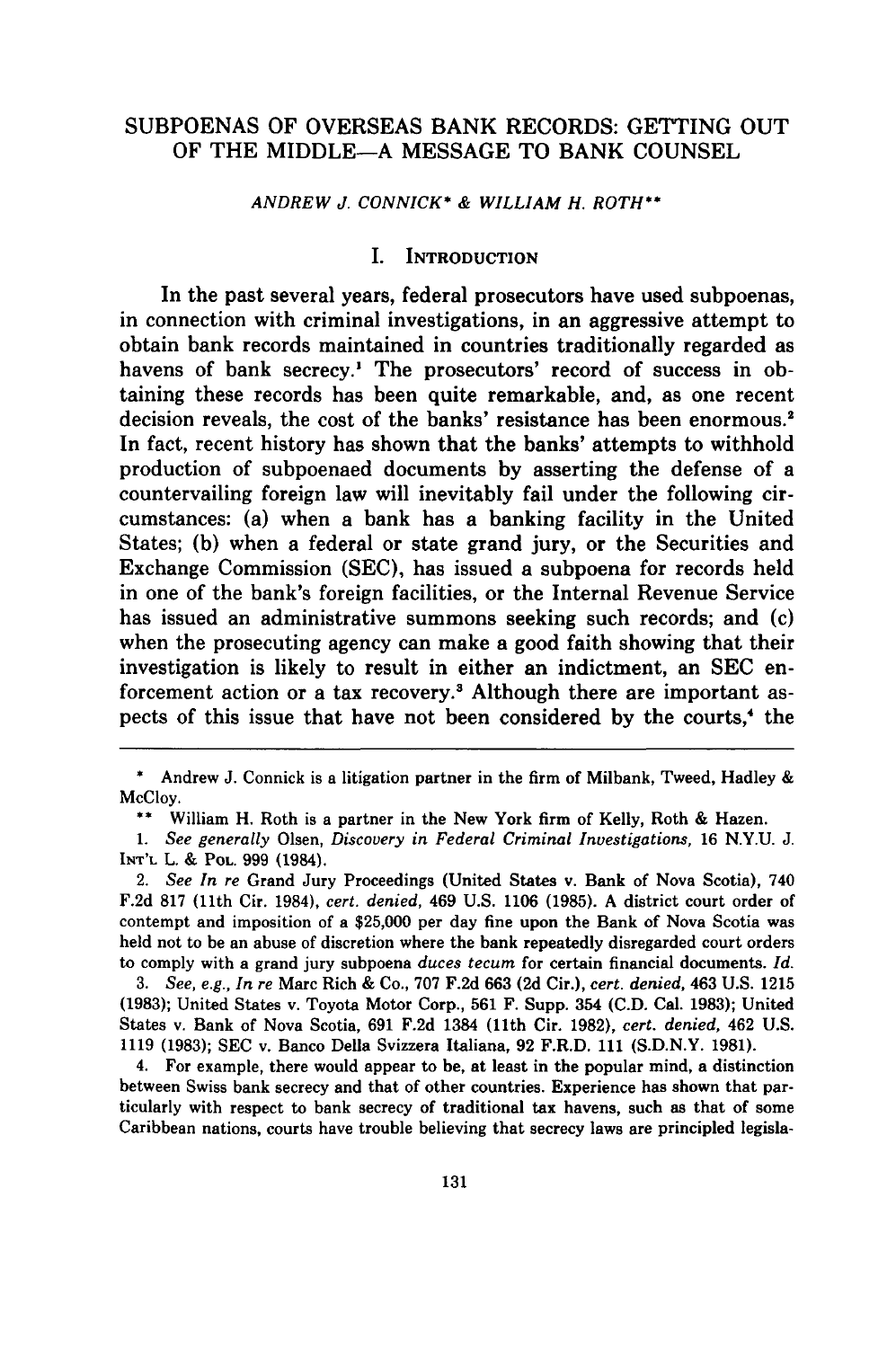# SUBPOENAS OF OVERSEAS BANK RECORDS: GETTING OUT OF THE MIDDLE—A MESSAGE TO BANK COUNSEL

*ANDREW J. CONNICK\* & WILLIAM H. ROTH\*\**

## I. INTRODUCTION

In the past several years, federal prosecutors have used subpoenas, in connection with criminal investigations, in an aggressive attempt to obtain bank records maintained in countries traditionally regarded as havens of bank secrecy.[1] The prosecutors' record of success in obtaining these records has been quite remarkable, and, as one recent decision reveals, the cost of the banks' resistance has been enormous.[2] In fact, recent history has shown that the banks' attempts to withhold production of subpoenaed documents by asserting the defense of a countervailing foreign law will inevitably fail under the following circumstances: (a) when a bank has a banking facility in the United States; (b) when a federal or state grand jury, or the Securities and Exchange Commission (SEC), has issued a subpoena for records held in one of the bank's foreign facilities, or the Internal Revenue Service has issued an administrative summons seeking such records; and (c) when the prosecuting agency can make a good faith showing that their investigation is likely to result in either an indictment, an SEC enforcement action or a tax recovery.[3] Although there are important aspects of this issue that have not been considered by the courts,[4] the

---

\* Andrew J. Connick is a litigation partner in the firm of Milbank, Tweed, Hadley & McCloy.

\*\* William H. Roth is a partner in the New York firm of Kelly, Roth & Hazen.

1. *See generally* Olsen, *Discovery in Federal Criminal Investigations*, 16 N.Y.U. J. INT'L L. & POL. 999 (1984).

2. *See In re* Grand Jury Proceedings (United States v. Bank of Nova Scotia), 740 F.2d 817 (11th Cir. 1984), *cert. denied*, 469 U.S. 1106 (1985). A district court order of contempt and imposition of a $25,000 per day fine upon the Bank of Nova Scotia was held not to be an abuse of discretion where the bank repeatedly disregarded court orders to comply with a grand jury subpoena *duces tecum* for certain financial documents. *Id.*

3. *See, e.g., In re* Marc Rich & Co., 707 F.2d 663 (2d Cir.), *cert. denied*, 463 U.S. 1215 (1983); United States v. Toyota Motor Corp., 561 F. Supp. 354 (C.D. Cal. 1983); United States v. Bank of Nova Scotia, 691 F.2d 1384 (11th Cir. 1982), *cert. denied*, 462 U.S. 1119 (1983); SEC v. Banco Della Svizzera Italiana, 92 F.R.D. 111 (S.D.N.Y. 1981).

4. For example, there would appear to be, at least in the popular mind, a distinction between Swiss bank secrecy and that of other countries. Experience has shown that particularly with respect to bank secrecy of traditional tax havens, such as that of some Caribbean nations, courts have trouble believing that secrecy laws are principled legisla-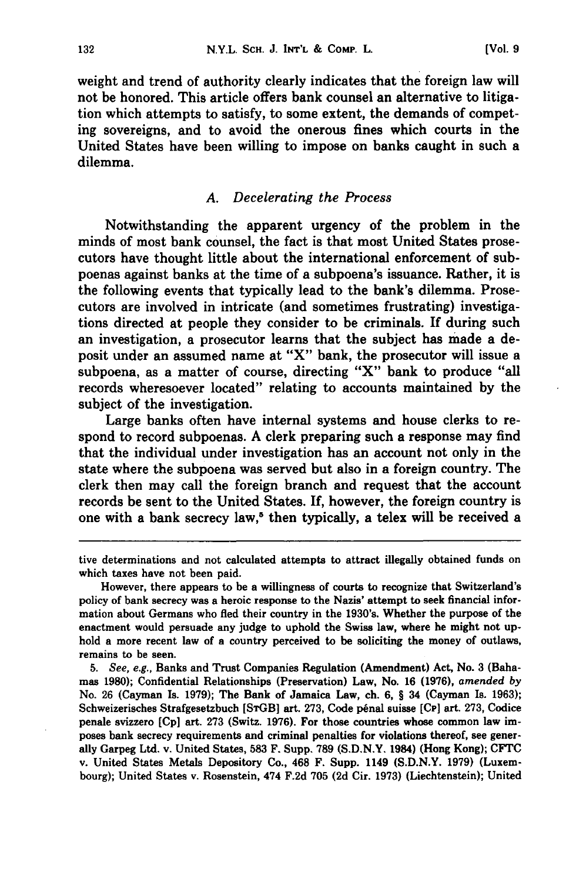weight and trend of authority clearly indicates that the foreign law will not be honored. This article offers bank counsel an alternative to litigation which attempts to satisfy, to some extent, the demands of competing sovereigns, and to avoid the onerous fines which courts in the United States have been willing to impose on banks caught in such a dilemma.

### *A. Decelerating the Process*

Notwithstanding the apparent urgency of the problem in the minds of most bank counsel, the fact is that most United States prosecutors have thought little about the international enforcement of subpoenas against banks at the time of a subpoena's issuance. Rather, it is the following events that typically lead to the bank's dilemma. Prosecutors are involved in intricate (and sometimes frustrating) investigations directed at people they consider to be criminals. If during such an investigation, a prosecutor learns that the subject has made a deposit under an assumed name at "X" bank, the prosecutor will issue a subpoena, as a matter of course, directing "X" bank to produce "all records wheresoever located" relating to accounts maintained by the subject of the investigation.

Large banks often have internal systems and house clerks to respond to record subpoenas. A clerk preparing such a response may find that the individual under investigation has an account not only in the state where the subpoena was served but also in a foreign country. The clerk then may call the foreign branch and request that the account records be sent to the United States. If, however, the foreign country is one with a bank secrecy law,[5] then typically, a telex will be received a

---

tive determinations and not calculated attempts to attract illegally obtained funds on which taxes have not been paid.

However, there appears to be a willingness of courts to recognize that Switzerland's policy of bank secrecy was a heroic response to the Nazis' attempt to seek financial information about Germans who fled their country in the 1930's. Whether the purpose of the enactment would persuade any judge to uphold the Swiss law, where he might not uphold a more recent law of a country perceived to be soliciting the money of outlaws, remains to be seen.

5. *See, e.g.*, Banks and Trust Companies Regulation (Amendment) Act, No. 3 (Bahamas 1980); Confidential Relationships (Preservation) Law, No. 16 (1976), *amended by* No. 26 (Cayman Is. 1979); The Bank of Jamaica Law, ch. 6, § 34 (Cayman Is. 1963); Schweizerisches Strafgesetzbuch [StGB] art. 273, Code pénal suisse [Cp] art. 273, Codice penale svizzero [Cp] art. 273 (Switz. 1976). For those countries whose common law imposes bank secrecy requirements and criminal penalties for violations thereof, see generally Garpeg Ltd. v. United States, 583 F. Supp. 789 (S.D.N.Y. 1984) (Hong Kong); CFTC v. United States Metals Depository Co., 468 F. Supp. 1149 (S.D.N.Y. 1979) (Luxembourg); United States v. Rosenstein, 474 F.2d 705 (2d Cir. 1973) (Liechtenstein); United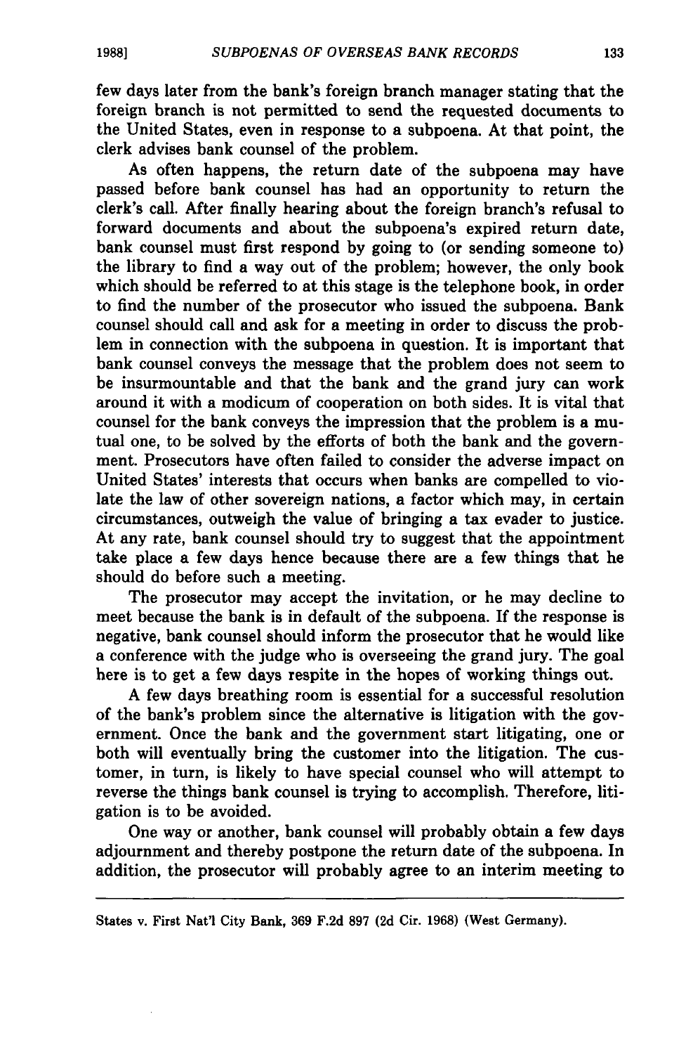few days later from the bank's foreign branch manager stating that the foreign branch is not permitted to send the requested documents to the United States, even in response to a subpoena. At that point, the clerk advises bank counsel of the problem.

As often happens, the return date of the subpoena may have passed before bank counsel has had an opportunity to return the clerk's call. After finally hearing about the foreign branch's refusal to forward documents and about the subpoena's expired return date, bank counsel must first respond by going to (or sending someone to) the library to find a way out of the problem; however, the only book which should be referred to at this stage is the telephone book, in order to find the number of the prosecutor who issued the subpoena. Bank counsel should call and ask for a meeting in order to discuss the problem in connection with the subpoena in question. It is important that bank counsel conveys the message that the problem does not seem to be insurmountable and that the bank and the grand jury can work around it with a modicum of cooperation on both sides. It is vital that counsel for the bank conveys the impression that the problem is a mutual one, to be solved by the efforts of both the bank and the government. Prosecutors have often failed to consider the adverse impact on United States' interests that occurs when banks are compelled to violate the law of other sovereign nations, a factor which may, in certain circumstances, outweigh the value of bringing a tax evader to justice. At any rate, bank counsel should try to suggest that the appointment take place a few days hence because there are a few things that he should do before such a meeting.

The prosecutor may accept the invitation, or he may decline to meet because the bank is in default of the subpoena. If the response is negative, bank counsel should inform the prosecutor that he would like a conference with the judge who is overseeing the grand jury. The goal here is to get a few days respite in the hopes of working things out.

A few days breathing room is essential for a successful resolution of the bank's problem since the alternative is litigation with the government. Once the bank and the government start litigating, one or both will eventually bring the customer into the litigation. The customer, in turn, is likely to have special counsel who will attempt to reverse the things bank counsel is trying to accomplish. Therefore, litigation is to be avoided.

One way or another, bank counsel will probably obtain a few days adjournment and thereby postpone the return date of the subpoena. In addition, the prosecutor will probably agree to an interim meeting to

---

States v. First Nat'l City Bank, 369 F.2d 897 (2d Cir. 1968) (West Germany).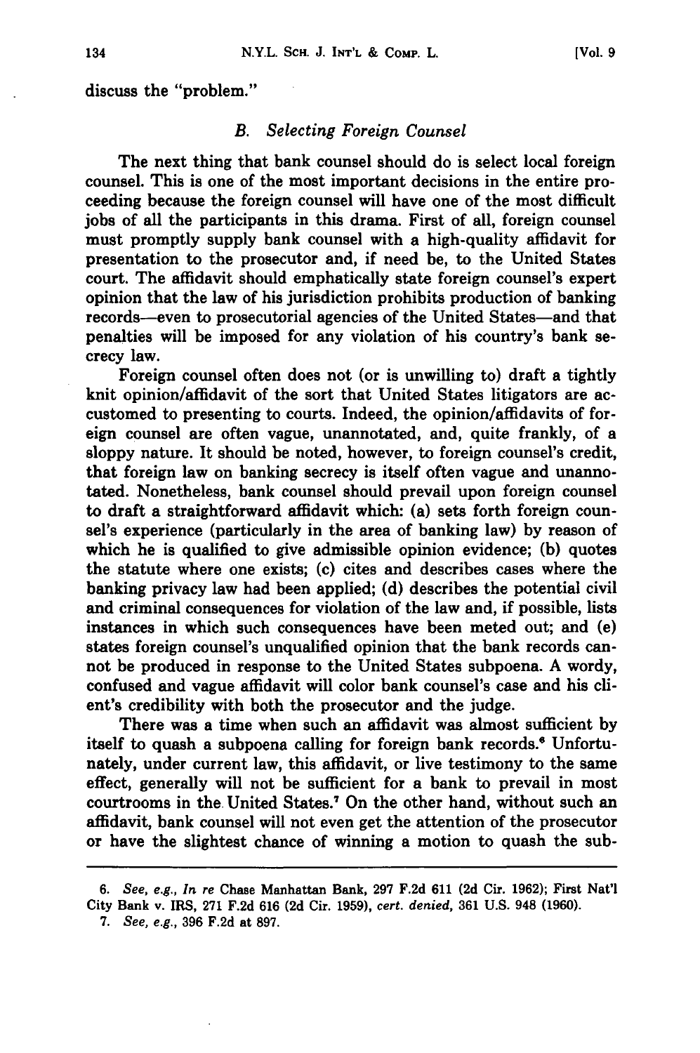discuss the "problem."

### *B. Selecting Foreign Counsel*

The next thing that bank counsel should do is select local foreign counsel. This is one of the most important decisions in the entire proceeding because the foreign counsel will have one of the most difficult jobs of all the participants in this drama. First of all, foreign counsel must promptly supply bank counsel with a high-quality affidavit for presentation to the prosecutor and, if need be, to the United States court. The affidavit should emphatically state foreign counsel's expert opinion that the law of his jurisdiction prohibits production of banking records—even to prosecutorial agencies of the United States—and that penalties will be imposed for any violation of his country's bank secrecy law.

Foreign counsel often does not (or is unwilling to) draft a tightly knit opinion/affidavit of the sort that United States litigators are accustomed to presenting to courts. Indeed, the opinion/affidavits of foreign counsel are often vague, unannotated, and, quite frankly, of a sloppy nature. It should be noted, however, to foreign counsel's credit, that foreign law on banking secrecy is itself often vague and unannotated. Nonetheless, bank counsel should prevail upon foreign counsel to draft a straightforward affidavit which: (a) sets forth foreign counsel's experience (particularly in the area of banking law) by reason of which he is qualified to give admissible opinion evidence; (b) quotes the statute where one exists; (c) cites and describes cases where the banking privacy law had been applied; (d) describes the potential civil and criminal consequences for violation of the law and, if possible, lists instances in which such consequences have been meted out; and (e) states foreign counsel's unqualified opinion that the bank records cannot be produced in response to the United States subpoena. A wordy, confused and vague affidavit will color bank counsel's case and his client's credibility with both the prosecutor and the judge.

There was a time when such an affidavit was almost sufficient by itself to quash a subpoena calling for foreign bank records.[6] Unfortunately, under current law, this affidavit, or live testimony to the same effect, generally will not be sufficient for a bank to prevail in most courtrooms in the United States.[7] On the other hand, without such an affidavit, bank counsel will not even get the attention of the prosecutor or have the slightest chance of winning a motion to quash the sub-

---

6. *See, e.g., In re* Chase Manhattan Bank, 297 F.2d 611 (2d Cir. 1962); First Nat'l City Bank v. IRS, 271 F.2d 616 (2d Cir. 1959), *cert. denied*, 361 U.S. 948 (1960).

7. *See, e.g.*, 396 F.2d at 897.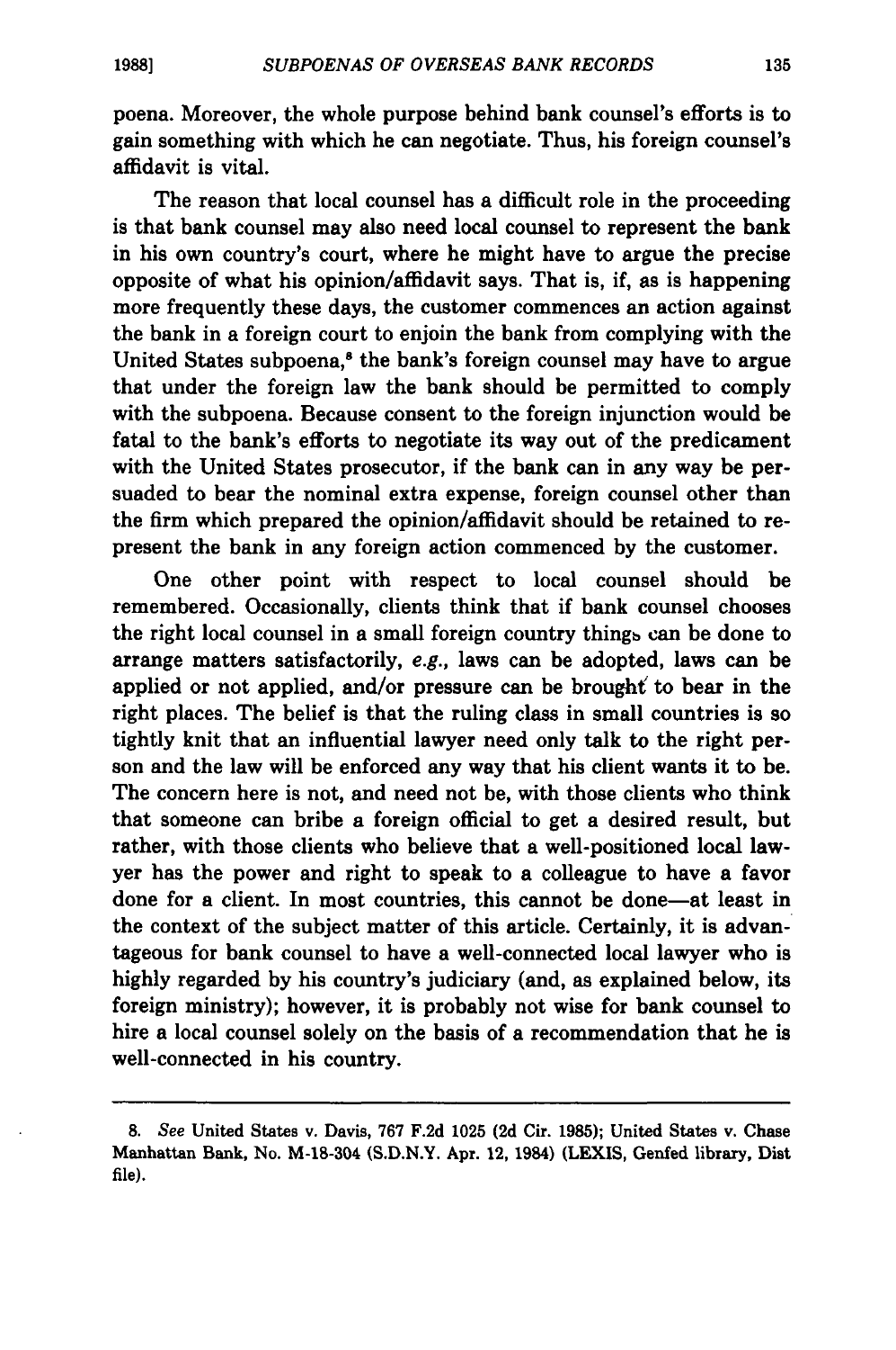poena. Moreover, the whole purpose behind bank counsel's efforts is to gain something with which he can negotiate. Thus, his foreign counsel's affidavit is vital.

The reason that local counsel has a difficult role in the proceeding is that bank counsel may also need local counsel to represent the bank in his own country's court, where he might have to argue the precise opposite of what his opinion/affidavit says. That is, if, as is happening more frequently these days, the customer commences an action against the bank in a foreign court to enjoin the bank from complying with the United States subpoena,[8] the bank's foreign counsel may have to argue that under the foreign law the bank should be permitted to comply with the subpoena. Because consent to the foreign injunction would be fatal to the bank's efforts to negotiate its way out of the predicament with the United States prosecutor, if the bank can in any way be persuaded to bear the nominal extra expense, foreign counsel other than the firm which prepared the opinion/affidavit should be retained to represent the bank in any foreign action commenced by the customer.

One other point with respect to local counsel should be remembered. Occasionally, clients think that if bank counsel chooses the right local counsel in a small foreign country things can be done to arrange matters satisfactorily, *e.g.*, laws can be adopted, laws can be applied or not applied, and/or pressure can be brought to bear in the right places. The belief is that the ruling class in small countries is so tightly knit that an influential lawyer need only talk to the right person and the law will be enforced any way that his client wants it to be. The concern here is not, and need not be, with those clients who think that someone can bribe a foreign official to get a desired result, but rather, with those clients who believe that a well-positioned local lawyer has the power and right to speak to a colleague to have a favor done for a client. In most countries, this cannot be done—at least in the context of the subject matter of this article. Certainly, it is advantageous for bank counsel to have a well-connected local lawyer who is highly regarded by his country's judiciary (and, as explained below, its foreign ministry); however, it is probably not wise for bank counsel to hire a local counsel solely on the basis of a recommendation that he is well-connected in his country.

---

8. *See* United States v. Davis, 767 F.2d 1025 (2d Cir. 1985); United States v. Chase Manhattan Bank, No. M-18-304 (S.D.N.Y. Apr. 12, 1984) (LEXIS, Genfed library, Dist file).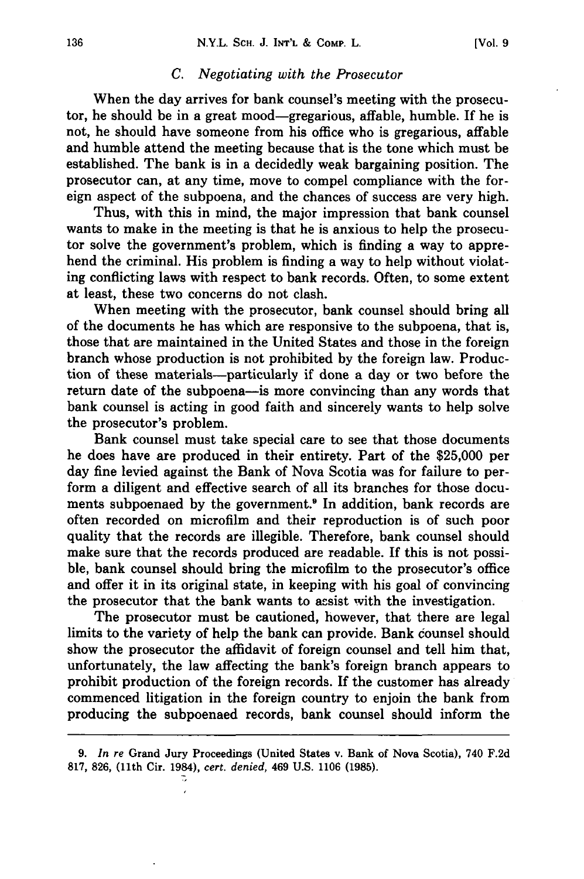### C. *Negotiating with the Prosecutor*

When the day arrives for bank counsel's meeting with the prosecutor, he should be in a great mood—gregarious, affable, humble. If he is not, he should have someone from his office who is gregarious, affable and humble attend the meeting because that is the tone which must be established. The bank is in a decidedly weak bargaining position. The prosecutor can, at any time, move to compel compliance with the foreign aspect of the subpoena, and the chances of success are very high.

Thus, with this in mind, the major impression that bank counsel wants to make in the meeting is that he is anxious to help the prosecutor solve the government's problem, which is finding a way to apprehend the criminal. His problem is finding a way to help without violating conflicting laws with respect to bank records. Often, to some extent at least, these two concerns do not clash.

When meeting with the prosecutor, bank counsel should bring all of the documents he has which are responsive to the subpoena, that is, those that are maintained in the United States and those in the foreign branch whose production is not prohibited by the foreign law. Production of these materials—particularly if done a day or two before the return date of the subpoena—is more convincing than any words that bank counsel is acting in good faith and sincerely wants to help solve the prosecutor's problem.

Bank counsel must take special care to see that those documents he does have are produced in their entirety. Part of the $25,000 per day fine levied against the Bank of Nova Scotia was for failure to perform a diligent and effective search of all its branches for those documents subpoenaed by the government.[9] In addition, bank records are often recorded on microfilm and their reproduction is of such poor quality that the records are illegible. Therefore, bank counsel should make sure that the records produced are readable. If this is not possible, bank counsel should bring the microfilm to the prosecutor's office and offer it in its original state, in keeping with his goal of convincing the prosecutor that the bank wants to assist with the investigation.

The prosecutor must be cautioned, however, that there are legal limits to the variety of help the bank can provide. Bank counsel should show the prosecutor the affidavit of foreign counsel and tell him that, unfortunately, the law affecting the bank's foreign branch appears to prohibit production of the foreign records. If the customer has already commenced litigation in the foreign country to enjoin the bank from producing the subpoenaed records, bank counsel should inform the

---

9. *In re* Grand Jury Proceedings (United States v. Bank of Nova Scotia), 740 F.2d 817, 826, (11th Cir. 1984), *cert. denied*, 469 U.S. 1106 (1985).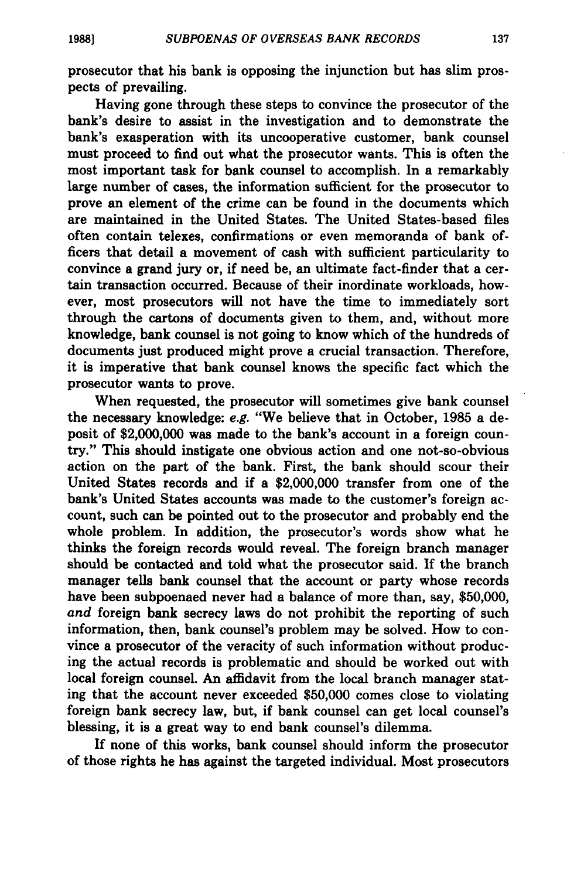prosecutor that his bank is opposing the injunction but has slim prospects of prevailing.

Having gone through these steps to convince the prosecutor of the bank's desire to assist in the investigation and to demonstrate the bank's exasperation with its uncooperative customer, bank counsel must proceed to find out what the prosecutor wants. This is often the most important task for bank counsel to accomplish. In a remarkably large number of cases, the information sufficient for the prosecutor to prove an element of the crime can be found in the documents which are maintained in the United States. The United States-based files often contain telexes, confirmations or even memoranda of bank officers that detail a movement of cash with sufficient particularity to convince a grand jury or, if need be, an ultimate fact-finder that a certain transaction occurred. Because of their inordinate workloads, however, most prosecutors will not have the time to immediately sort through the cartons of documents given to them, and, without more knowledge, bank counsel is not going to know which of the hundreds of documents just produced might prove a crucial transaction. Therefore, it is imperative that bank counsel knows the specific fact which the prosecutor wants to prove.

When requested, the prosecutor will sometimes give bank counsel the necessary knowledge: *e.g.* "We believe that in October, 1985 a deposit of $2,000,000 was made to the bank's account in a foreign country." This should instigate one obvious action and one not-so-obvious action on the part of the bank. First, the bank should scour their United States records and if a $2,000,000 transfer from one of the bank's United States accounts was made to the customer's foreign account, such can be pointed out to the prosecutor and probably end the whole problem. In addition, the prosecutor's words show what he thinks the foreign records would reveal. The foreign branch manager should be contacted and told what the prosecutor said. If the branch manager tells bank counsel that the account or party whose records have been subpoenaed never had a balance of more than, say, $50,000, *and* foreign bank secrecy laws do not prohibit the reporting of such information, then, bank counsel's problem may be solved. How to convince a prosecutor of the veracity of such information without producing the actual records is problematic and should be worked out with local foreign counsel. An affidavit from the local branch manager stating that the account never exceeded $50,000 comes close to violating foreign bank secrecy law, but, if bank counsel can get local counsel's blessing, it is a great way to end bank counsel's dilemma.

If none of this works, bank counsel should inform the prosecutor of those rights he has against the targeted individual. Most prosecutors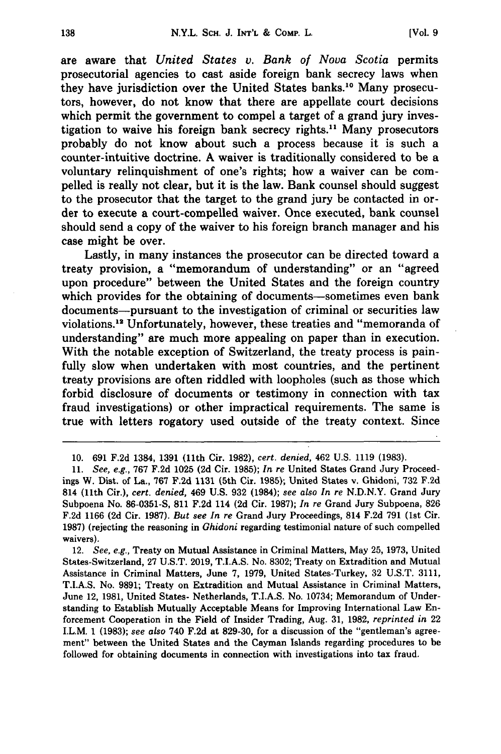are aware that *United States v. Bank of Nova Scotia* permits prosecutorial agencies to cast aside foreign bank secrecy laws when they have jurisdiction over the United States banks.[10] Many prosecutors, however, do not know that there are appellate court decisions which permit the government to compel a target of a grand jury investigation to waive his foreign bank secrecy rights.[11] Many prosecutors probably do not know about such a process because it is such a counter-intuitive doctrine. A waiver is traditionally considered to be a voluntary relinquishment of one's rights; how a waiver can be compelled is really not clear, but it is the law. Bank counsel should suggest to the prosecutor that the target to the grand jury be contacted in order to execute a court-compelled waiver. Once executed, bank counsel should send a copy of the waiver to his foreign branch manager and his case might be over.

Lastly, in many instances the prosecutor can be directed toward a treaty provision, a "memorandum of understanding" or an "agreed upon procedure" between the United States and the foreign country which provides for the obtaining of documents—sometimes even bank documents—pursuant to the investigation of criminal or securities law violations.[12] Unfortunately, however, these treaties and "memoranda of understanding" are much more appealing on paper than in execution. With the notable exception of Switzerland, the treaty process is painfully slow when undertaken with most countries, and the pertinent treaty provisions are often riddled with loopholes (such as those which forbid disclosure of documents or testimony in connection with tax fraud investigations) or other impractical requirements. The same is true with letters rogatory used outside of the treaty context. Since

---

10. 691 F.2d 1384, 1391 (11th Cir. 1982), *cert. denied*, 462 U.S. 1119 (1983).

11. *See, e.g.*, 767 F.2d 1025 (2d Cir. 1985); *In re* United States Grand Jury Proceedings W. Dist. of La., 767 F.2d 1131 (5th Cir. 1985); United States v. Ghidoni, 732 F.2d 814 (11th Cir.), *cert. denied*, 469 U.S. 932 (1984); *see also In re* N.D.N.Y. Grand Jury Subpoena No. 86-0351-S, 811 F.2d 114 (2d Cir. 1987); *In re* Grand Jury Subpoena, 826 F.2d 1166 (2d Cir. 1987). *But see In re* Grand Jury Proceedings, 814 F.2d 791 (1st Cir. 1987) (rejecting the reasoning in *Ghidoni* regarding testimonial nature of such compelled waivers).

12. *See, e.g.*, Treaty on Mutual Assistance in Criminal Matters, May 25, 1973, United States-Switzerland, 27 U.S.T. 2019, T.I.A.S. No. 8302; Treaty on Extradition and Mutual Assistance in Criminal Matters, June 7, 1979, United States-Turkey, 32 U.S.T. 3111, T.I.A.S. No. 9891; Treaty on Extradition and Mutual Assistance in Criminal Matters, June 12, 1981, United States- Netherlands, T.I.A.S. No. 10734; Memorandum of Understanding to Establish Mutually Acceptable Means for Improving International Law Enforcement Cooperation in the Field of Insider Trading, Aug. 31, 1982, *reprinted in* 22 I.L.M. 1 (1983); *see also* 740 F.2d at 829-30, for a discussion of the "gentleman's agreement" between the United States and the Cayman Islands regarding procedures to be followed for obtaining documents in connection with investigations into tax fraud.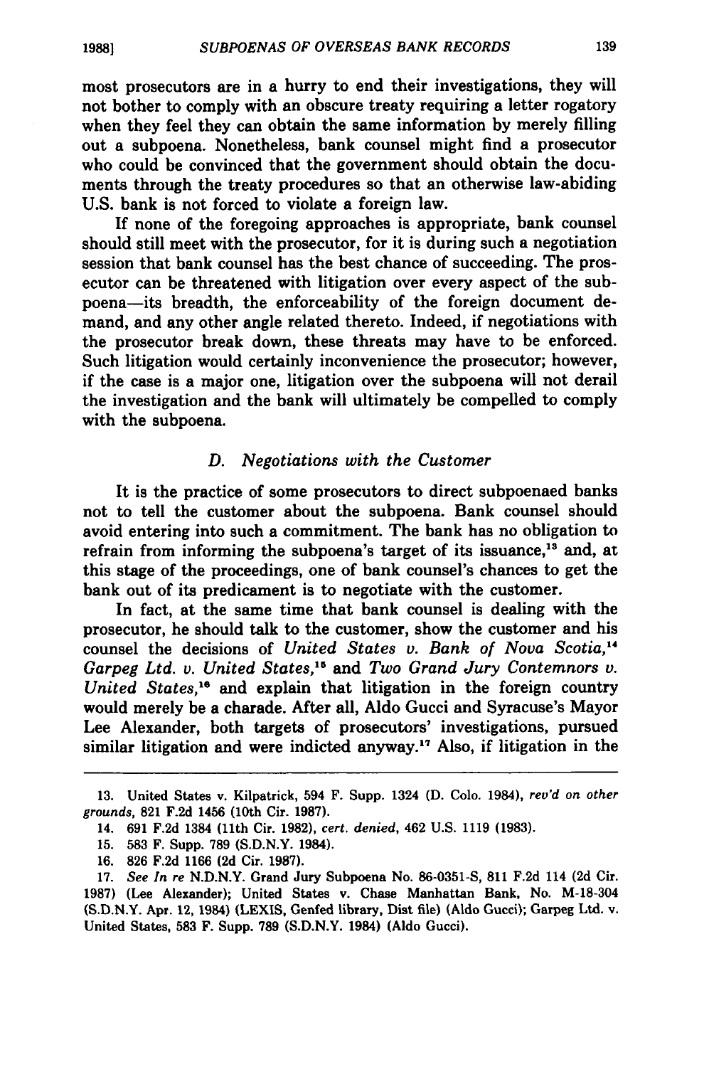most prosecutors are in a hurry to end their investigations, they will not bother to comply with an obscure treaty requiring a letter rogatory when they feel they can obtain the same information by merely filling out a subpoena. Nonetheless, bank counsel might find a prosecutor who could be convinced that the government should obtain the documents through the treaty procedures so that an otherwise law-abiding U.S. bank is not forced to violate a foreign law.

If none of the foregoing approaches is appropriate, bank counsel should still meet with the prosecutor, for it is during such a negotiation session that bank counsel has the best chance of succeeding. The prosecutor can be threatened with litigation over every aspect of the subpoena—its breadth, the enforceability of the foreign document demand, and any other angle related thereto. Indeed, if negotiations with the prosecutor break down, these threats may have to be enforced. Such litigation would certainly inconvenience the prosecutor; however, if the case is a major one, litigation over the subpoena will not derail the investigation and the bank will ultimately be compelled to comply with the subpoena.

### D. *Negotiations with the Customer*

It is the practice of some prosecutors to direct subpoenaed banks not to tell the customer about the subpoena. Bank counsel should avoid entering into such a commitment. The bank has no obligation to refrain from informing the subpoena's target of its issuance,[13] and, at this stage of the proceedings, one of bank counsel's chances to get the bank out of its predicament is to negotiate with the customer.

In fact, at the same time that bank counsel is dealing with the prosecutor, he should talk to the customer, show the customer and his counsel the decisions of *United States v. Bank of Nova Scotia*,[14] *Garpeg Ltd. v. United States*,[15] and *Two Grand Jury Contemnors v. United States*,[16] and explain that litigation in the foreign country would merely be a charade. After all, Aldo Gucci and Syracuse's Mayor Lee Alexander, both targets of prosecutors' investigations, pursued similar litigation and were indicted anyway.[17] Also, if litigation in the

---

13. United States v. Kilpatrick, 594 F. Supp. 1324 (D. Colo. 1984), *rev'd on other grounds*, 821 F.2d 1456 (10th Cir. 1987).

14. 691 F.2d 1384 (11th Cir. 1982), *cert. denied*, 462 U.S. 1119 (1983).

15. 583 F. Supp. 789 (S.D.N.Y. 1984).

16. 826 F.2d 1166 (2d Cir. 1987).

17. *See In re* N.D.N.Y. Grand Jury Subpoena No. 86-0351-S, 811 F.2d 114 (2d Cir. 1987) (Lee Alexander); United States v. Chase Manhattan Bank, No. M-18-304 (S.D.N.Y. Apr. 12, 1984) (LEXIS, Genfed library, Dist file) (Aldo Gucci); Garpeg Ltd. v. United States, 583 F. Supp. 789 (S.D.N.Y. 1984) (Aldo Gucci).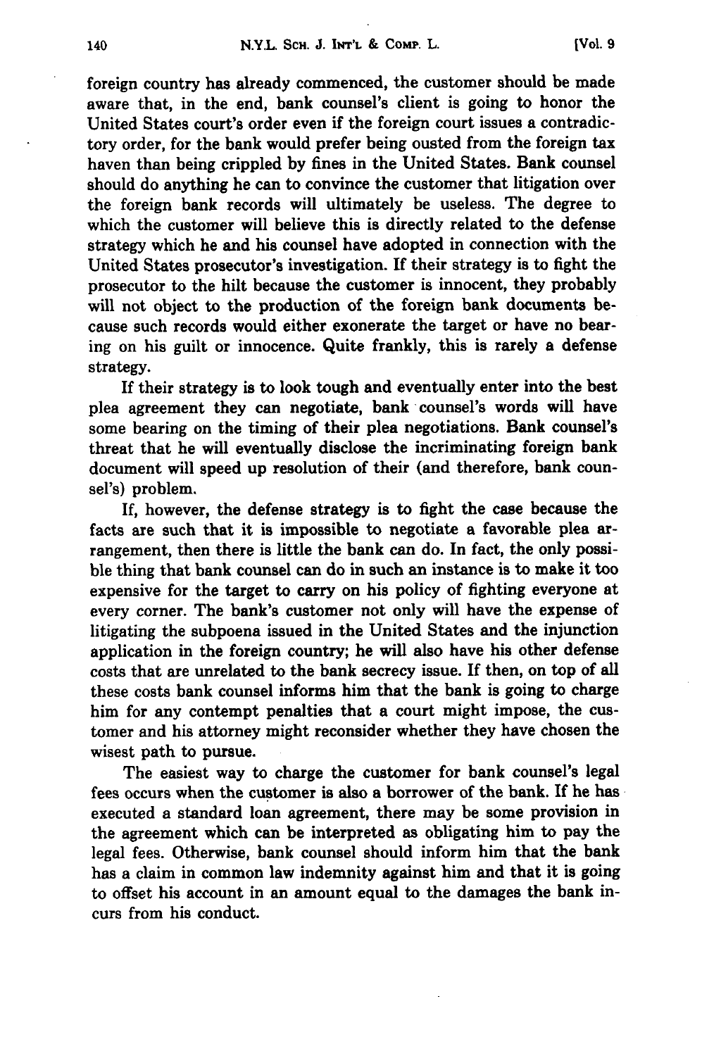foreign country has already commenced, the customer should be made aware that, in the end, bank counsel's client is going to honor the United States court's order even if the foreign court issues a contradictory order, for the bank would prefer being ousted from the foreign tax haven than being crippled by fines in the United States. Bank counsel should do anything he can to convince the customer that litigation over the foreign bank records will ultimately be useless. The degree to which the customer will believe this is directly related to the defense strategy which he and his counsel have adopted in connection with the United States prosecutor's investigation. If their strategy is to fight the prosecutor to the hilt because the customer is innocent, they probably will not object to the production of the foreign bank documents because such records would either exonerate the target or have no bearing on his guilt or innocence. Quite frankly, this is rarely a defense strategy.

If their strategy is to look tough and eventually enter into the best plea agreement they can negotiate, bank counsel's words will have some bearing on the timing of their plea negotiations. Bank counsel's threat that he will eventually disclose the incriminating foreign bank document will speed up resolution of their (and therefore, bank counsel's) problem.

If, however, the defense strategy is to fight the case because the facts are such that it is impossible to negotiate a favorable plea arrangement, then there is little the bank can do. In fact, the only possible thing that bank counsel can do in such an instance is to make it too expensive for the target to carry on his policy of fighting everyone at every corner. The bank's customer not only will have the expense of litigating the subpoena issued in the United States and the injunction application in the foreign country; he will also have his other defense costs that are unrelated to the bank secrecy issue. If then, on top of all these costs bank counsel informs him that the bank is going to charge him for any contempt penalties that a court might impose, the customer and his attorney might reconsider whether they have chosen the wisest path to pursue.

The easiest way to charge the customer for bank counsel's legal fees occurs when the customer is also a borrower of the bank. If he has executed a standard loan agreement, there may be some provision in the agreement which can be interpreted as obligating him to pay the legal fees. Otherwise, bank counsel should inform him that the bank has a claim in common law indemnity against him and that it is going to offset his account in an amount equal to the damages the bank incurs from his conduct.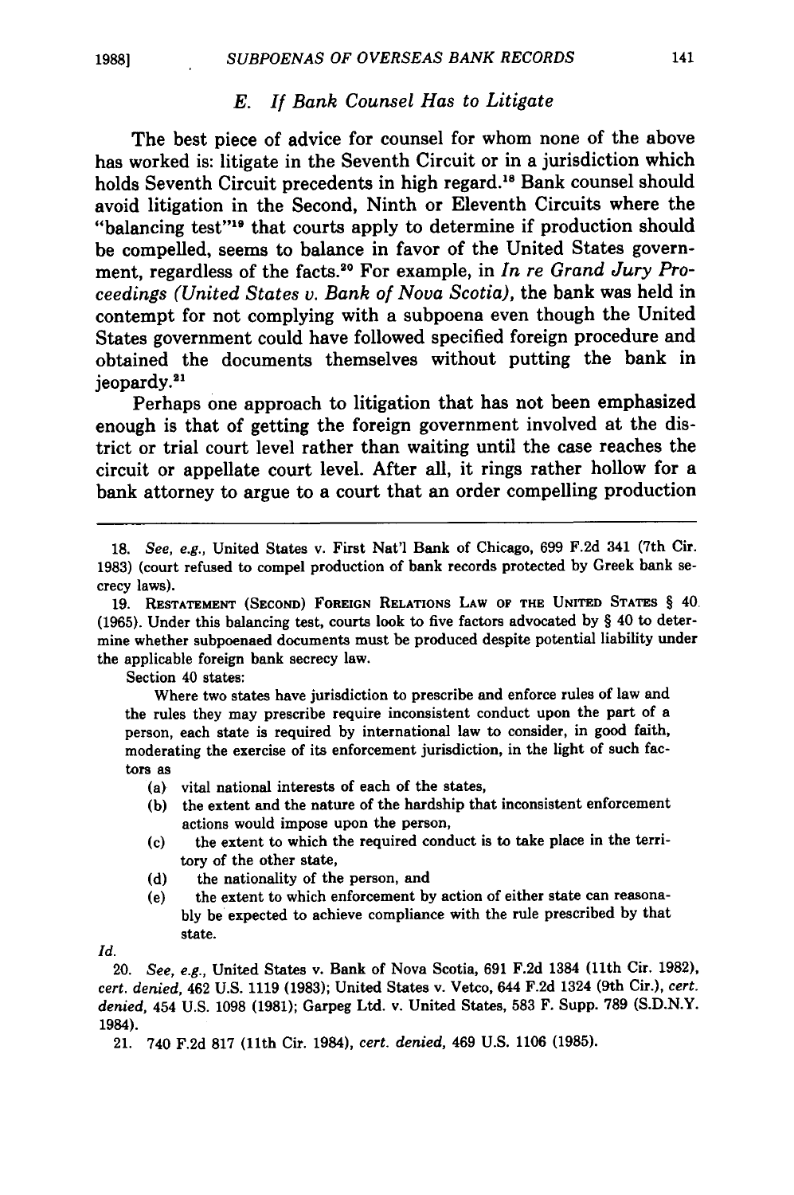### E. If Bank Counsel Has to Litigate

The best piece of advice for counsel for whom none of the above has worked is: litigate in the Seventh Circuit or in a jurisdiction which holds Seventh Circuit precedents in high regard.[18] Bank counsel should avoid litigation in the Second, Ninth or Eleventh Circuits where the "balancing test"[19] that courts apply to determine if production should be compelled, seems to balance in favor of the United States government, regardless of the facts.[20] For example, in *In re Grand Jury Proceedings (United States v. Bank of Nova Scotia)*, the bank was held in contempt for not complying with a subpoena even though the United States government could have followed specified foreign procedure and obtained the documents themselves without putting the bank in jeopardy.[21]

Perhaps one approach to litigation that has not been emphasized enough is that of getting the foreign government involved at the district or trial court level rather than waiting until the case reaches the circuit or appellate court level. After all, it rings rather hollow for a bank attorney to argue to a court that an order compelling production

---

18. *See, e.g.*, United States v. First Nat'l Bank of Chicago, 699 F.2d 341 (7th Cir. 1983) (court refused to compel production of bank records protected by Greek bank secrecy laws).

19. RESTATEMENT (SECOND) FOREIGN RELATIONS LAW OF THE UNITED STATES § 40 (1965). Under this balancing test, courts look to five factors advocated by § 40 to determine whether subpoenaed documents must be produced despite potential liability under the applicable foreign bank secrecy law.

Section 40 states:

> Where two states have jurisdiction to prescribe and enforce rules of law and the rules they may prescribe require inconsistent conduct upon the part of a person, each state is required by international law to consider, in good faith, moderating the exercise of its enforcement jurisdiction, in the light of such factors as
>
> (a) vital national interests of each of the states,
>
> (b) the extent and the nature of the hardship that inconsistent enforcement actions would impose upon the person,
>
> (c) the extent to which the required conduct is to take place in the territory of the other state,
>
> (d) the nationality of the person, and
>
> (e) the extent to which enforcement by action of either state can reasonably be expected to achieve compliance with the rule prescribed by that state.

*Id.*

20. *See, e.g.*, United States v. Bank of Nova Scotia, 691 F.2d 1384 (11th Cir. 1982), *cert. denied*, 462 U.S. 1119 (1983); United States v. Vetco, 644 F.2d 1324 (9th Cir.), *cert. denied*, 454 U.S. 1098 (1981); Garpeg Ltd. v. United States, 583 F. Supp. 789 (S.D.N.Y. 1984).

21. 740 F.2d 817 (11th Cir. 1984), *cert. denied*, 469 U.S. 1106 (1985).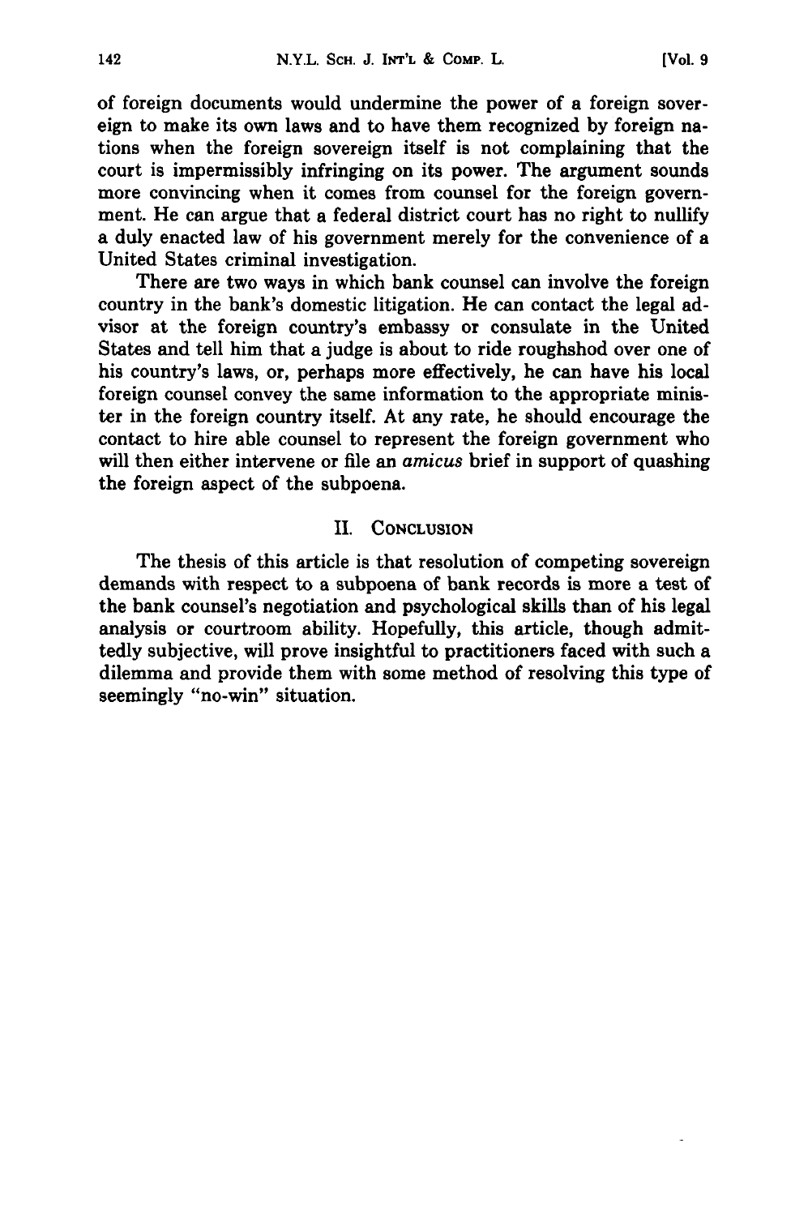of foreign documents would undermine the power of a foreign sovereign to make its own laws and to have them recognized by foreign nations when the foreign sovereign itself is not complaining that the court is impermissibly infringing on its power. The argument sounds more convincing when it comes from counsel for the foreign government. He can argue that a federal district court has no right to nullify a duly enacted law of his government merely for the convenience of a United States criminal investigation.

There are two ways in which bank counsel can involve the foreign country in the bank's domestic litigation. He can contact the legal advisor at the foreign country's embassy or consulate in the United States and tell him that a judge is about to ride roughshod over one of his country's laws, or, perhaps more effectively, he can have his local foreign counsel convey the same information to the appropriate minister in the foreign country itself. At any rate, he should encourage the contact to hire able counsel to represent the foreign government who will then either intervene or file an *amicus* brief in support of quashing the foreign aspect of the subpoena.

## II. Conclusion

The thesis of this article is that resolution of competing sovereign demands with respect to a subpoena of bank records is more a test of the bank counsel's negotiation and psychological skills than of his legal analysis or courtroom ability. Hopefully, this article, though admittedly subjective, will prove insightful to practitioners faced with such a dilemma and provide them with some method of resolving this type of seemingly "no-win" situation.